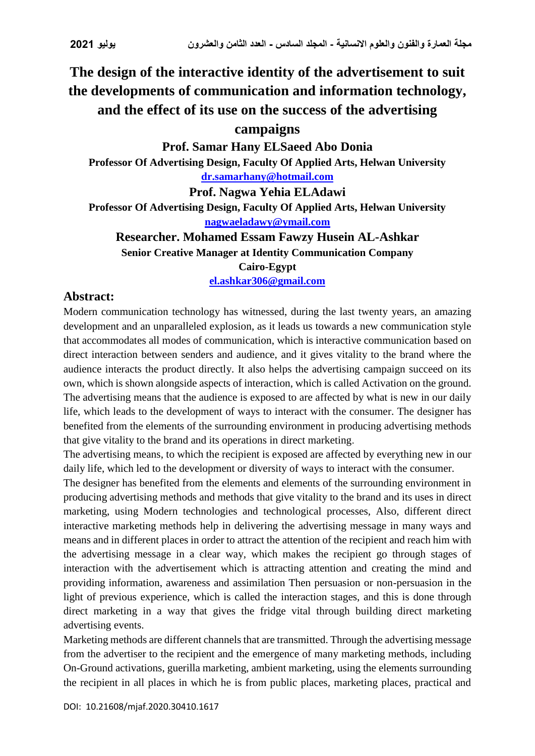# The design of the interactive identity of the advertisement to suit the developments of communication and information technology, and the effect of its use on the success of the advertising campaigns

**Prof. Samar Hany ELSaeed Abo Donia**

**Professor Of Advertising Design, Faculty Of Applied Arts, Helwan University**

**dr.samarhany@hotmail.com**

**Prof. Nagwa Yehia ELAdawi**

**Professor Of Advertising Design, Faculty Of Applied Arts, Helwan University**

**nagwaeladawy@ymail.com**

**Researcher. Mohamed Essam Fawzy Husein AL-Ashkar**

**Senior Creative Manager at Identity Communication Company**

**Cairo-Egypt**

**el.ashkar306@gmail.com**

## Abstract:

Modern communication technology has witnessed, during the last twenty years, an amazing development and an unparalleled explosion, as it leads us towards a new communication style that accommodates all modes of communication, which is interactive communication based on direct interaction between senders and audience, and it gives vitality to the brand where the audience interacts the product directly. It also helps the advertising campaign succeed on its own, which is shown alongside aspects of interaction, which is called Activation on the ground. The advertising means that the audience is exposed to are affected by what is new in our daily life, which leads to the development of ways to interact with the consumer. The designer has benefited from the elements of the surrounding environment in producing advertising methods that give vitality to the brand and its operations in direct marketing.

The advertising means, to which the recipient is exposed are affected by everything new in our daily life, which led to the development or diversity of ways to interact with the consumer.

The designer has benefited from the elements and elements of the surrounding environment in producing advertising methods and methods that give vitality to the brand and its uses in direct marketing, using Modern technologies and technological processes, Also, different direct interactive marketing methods help in delivering the advertising message in many ways and means and in different places in order to attract the attention of the recipient and reach him with the advertising message in a clear way, which makes the recipient go through stages of interaction with the advertisement which is attracting attention and creating the mind and providing information, awareness and assimilation Then persuasion or non-persuasion in the light of previous experience, which is called the interaction stages, and this is done through direct marketing in a way that gives the fridge vital through building direct marketing advertising events.

Marketing methods are different channels that are transmitted. Through the advertising message from the advertiser to the recipient and the emergence of many marketing methods, including On-Ground activations, guerilla marketing, ambient marketing, using the elements surrounding the recipient in all places in which he is from public places, marketing places, practical and

DOI: 10.21608/mjaf.2020.30410.1617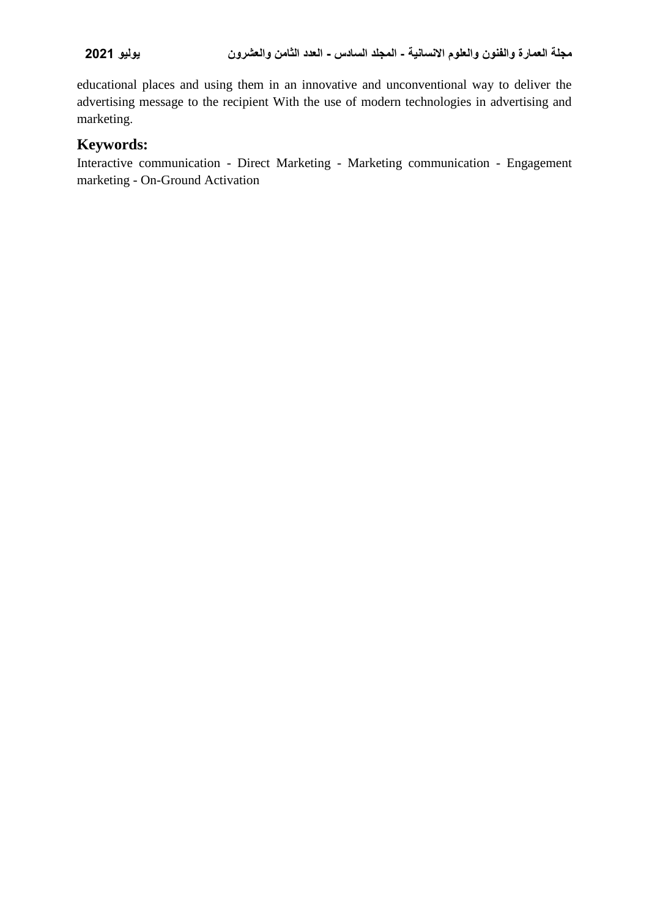educational places and using them in an innovative and unconventional way to deliver the advertising message to the recipient With the use of modern technologies in advertising and marketing.

## Keywords:

Interactive communication - Direct Marketing - Marketing communication - Engagement marketing - On-Ground Activation